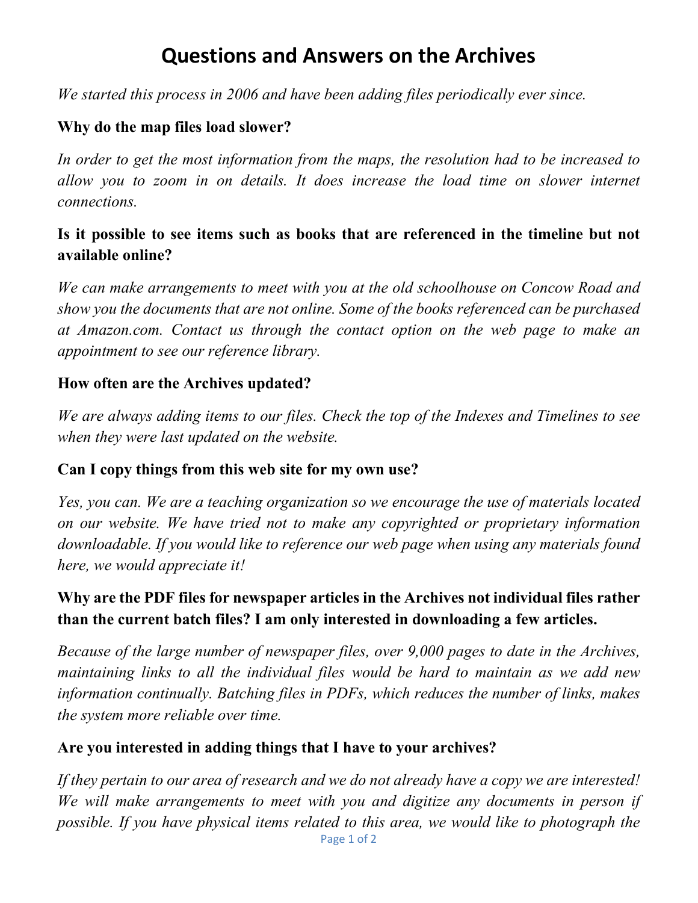# Questions and Answers on the Archives

*We started this process in 2006 and have been adding files periodically ever since.*

**Why do the map files load slower?**

*In order to get the most information from the maps, the resolution had to be increased to allow you to zoom in on details. It does increase the load time on slower internet connections.*

**Is it possible to see items such as books that are referenced in the timeline but not available online?**

*We can make arrangements to meet with you at the old schoolhouse on Concow Road and show you the documents that are not online. Some of the books referenced can be purchased at Amazon.com. Contact us through the contact option on the web page to make an appointment to see our reference library.*

**How often are the Archives updated?**

*We are always adding items to our files. Check the top of the Indexes and Timelines to see when they were last updated on the website.*

**Can I copy things from this web site for my own use?**

*Yes, you can. We are a teaching organization so we encourage the use of materials located on our website. We have tried not to make any copyrighted or proprietary information downloadable. If you would like to reference our web page when using any materials found here, we would appreciate it!*

**Why are the PDF files for newspaper articles in the Archives not individual files rather than the current batch files? I am only interested in downloading a few articles.**

*Because of the large number of newspaper files, over 9,000 pages to date in the Archives, maintaining links to all the individual files would be hard to maintain as we add new information continually. Batching files in PDFs, which reduces the number of links, makes the system more reliable over time.*

**Are you interested in adding things that I have to your archives?**

*If they pertain to our area of research and we do not already have a copy we are interested! We will make arrangements to meet with you and digitize any documents in person if possible. If you have physical items related to this area, we would like to photograph the*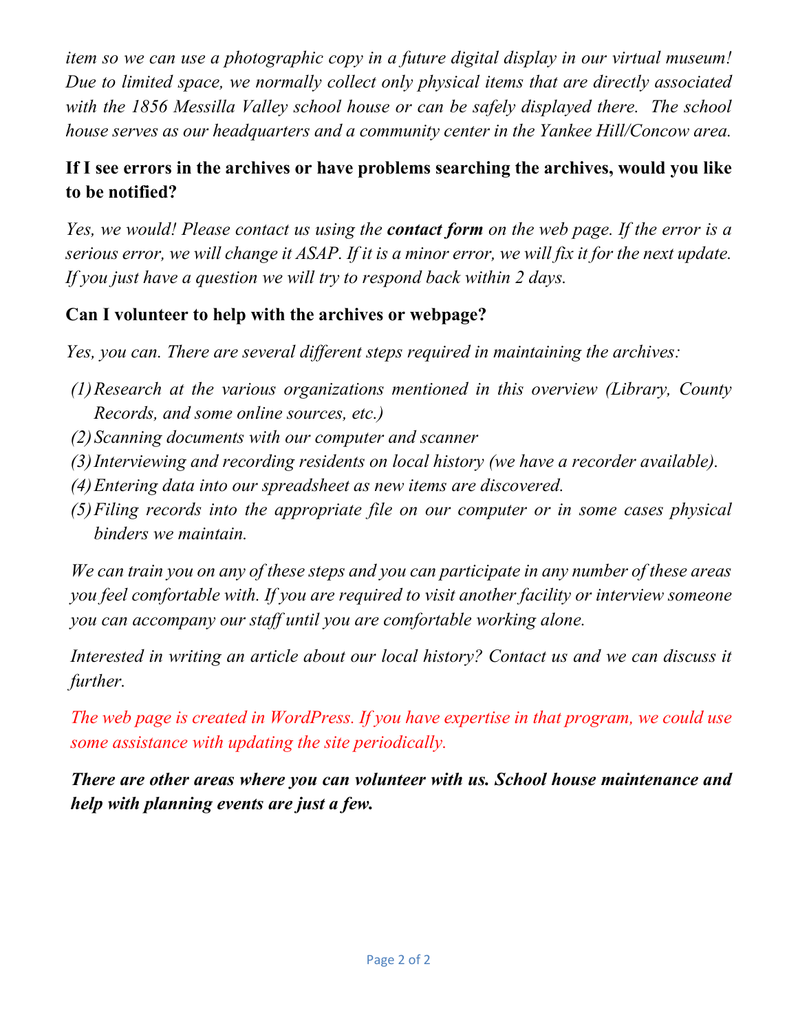*item so we can use a photographic copy in a future digital display in our virtual museum! Due to limited space, we normally collect only physical items that are directly associated with the 1856 Messilla Valley school house or can be safely displayed there. The school house serves as our headquarters and a community center in the Yankee Hill/Concow area.*

**If I see errors in the archives or have problems searching the archives, would you like to be notified?**

*Yes, we would! Please contact us using the* ***contact form*** *on the web page. If the error is a serious error, we will change it ASAP. If it is a minor error, we will fix it for the next update. If you just have a question we will try to respond back within 2 days.*

**Can I volunteer to help with the archives or webpage?**

*Yes, you can. There are several different steps required in maintaining the archives:*

*(1) Research at the various organizations mentioned in this overview (Library, County Records, and some online sources, etc.)*
*(2) Scanning documents with our computer and scanner*
*(3) Interviewing and recording residents on local history (we have a recorder available).*
*(4) Entering data into our spreadsheet as new items are discovered.*
*(5) Filing records into the appropriate file on our computer or in some cases physical binders we maintain.*

*We can train you on any of these steps and you can participate in any number of these areas you feel comfortable with. If you are required to visit another facility or interview someone you can accompany our staff until you are comfortable working alone.*

*Interested in writing an article about our local history? Contact us and we can discuss it further.*

*The web page is created in WordPress. If you have expertise in that program, we could use some assistance with updating the site periodically.*

***There are other areas where you can volunteer with us. School house maintenance and help with planning events are just a few.***